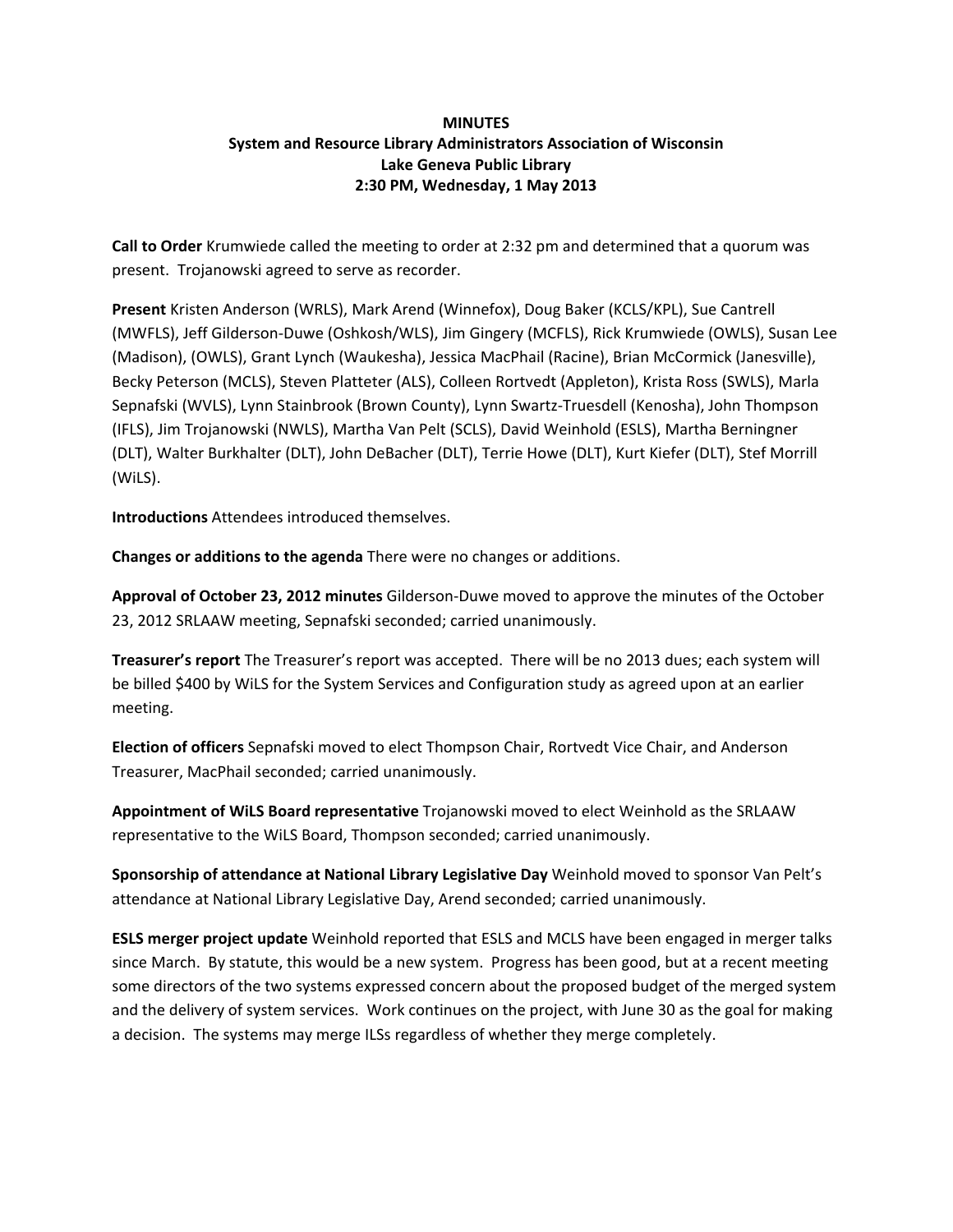**MINUTES**
**System and Resource Library Administrators Association of Wisconsin**
**Lake Geneva Public Library**
**2:30 PM, Wednesday, 1 May 2013**

**Call to Order** Krumwiede called the meeting to order at 2:32 pm and determined that a quorum was present. Trojanowski agreed to serve as recorder.

**Present** Kristen Anderson (WRLS), Mark Arend (Winnefox), Doug Baker (KCLS/KPL), Sue Cantrell (MWFLS), Jeff Gilderson-Duwe (Oshkosh/WLS), Jim Gingery (MCFLS), Rick Krumwiede (OWLS), Susan Lee (Madison), (OWLS), Grant Lynch (Waukesha), Jessica MacPhail (Racine), Brian McCormick (Janesville), Becky Peterson (MCLS), Steven Platteter (ALS), Colleen Rortvedt (Appleton), Krista Ross (SWLS), Marla Sepnafski (WVLS), Lynn Stainbrook (Brown County), Lynn Swartz-Truesdell (Kenosha), John Thompson (IFLS), Jim Trojanowski (NWLS), Martha Van Pelt (SCLS), David Weinhold (ESLS), Martha Berningner (DLT), Walter Burkhalter (DLT), John DeBacher (DLT), Terrie Howe (DLT), Kurt Kiefer (DLT), Stef Morrill (WiLS).

**Introductions** Attendees introduced themselves.

**Changes or additions to the agenda** There were no changes or additions.

**Approval of October 23, 2012 minutes** Gilderson-Duwe moved to approve the minutes of the October 23, 2012 SRLAAW meeting, Sepnafski seconded; carried unanimously.

**Treasurer's report** The Treasurer's report was accepted. There will be no 2013 dues; each system will be billed $400 by WiLS for the System Services and Configuration study as agreed upon at an earlier meeting.

**Election of officers** Sepnafski moved to elect Thompson Chair, Rortvedt Vice Chair, and Anderson Treasurer, MacPhail seconded; carried unanimously.

**Appointment of WiLS Board representative** Trojanowski moved to elect Weinhold as the SRLAAW representative to the WiLS Board, Thompson seconded; carried unanimously.

**Sponsorship of attendance at National Library Legislative Day** Weinhold moved to sponsor Van Pelt's attendance at National Library Legislative Day, Arend seconded; carried unanimously.

**ESLS merger project update** Weinhold reported that ESLS and MCLS have been engaged in merger talks since March. By statute, this would be a new system. Progress has been good, but at a recent meeting some directors of the two systems expressed concern about the proposed budget of the merged system and the delivery of system services. Work continues on the project, with June 30 as the goal for making a decision. The systems may merge ILSs regardless of whether they merge completely.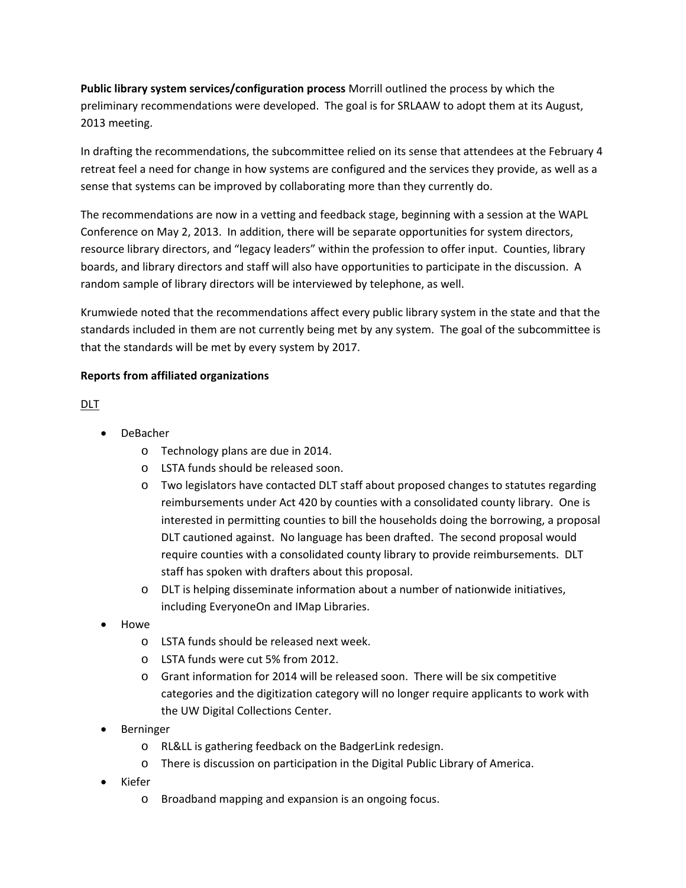**Public library system services/configuration process** Morrill outlined the process by which the preliminary recommendations were developed. The goal is for SRLAAW to adopt them at its August, 2013 meeting.

In drafting the recommendations, the subcommittee relied on its sense that attendees at the February 4 retreat feel a need for change in how systems are configured and the services they provide, as well as a sense that systems can be improved by collaborating more than they currently do.

The recommendations are now in a vetting and feedback stage, beginning with a session at the WAPL Conference on May 2, 2013. In addition, there will be separate opportunities for system directors, resource library directors, and "legacy leaders" within the profession to offer input. Counties, library boards, and library directors and staff will also have opportunities to participate in the discussion. A random sample of library directors will be interviewed by telephone, as well.

Krumwiede noted that the recommendations affect every public library system in the state and that the standards included in them are not currently being met by any system. The goal of the subcommittee is that the standards will be met by every system by 2017.

**Reports from affiliated organizations**

<u>DLT</u>

- DeBacher
  - Technology plans are due in 2014.
  - LSTA funds should be released soon.
  - Two legislators have contacted DLT staff about proposed changes to statutes regarding reimbursements under Act 420 by counties with a consolidated county library. One is interested in permitting counties to bill the households doing the borrowing, a proposal DLT cautioned against. No language has been drafted. The second proposal would require counties with a consolidated county library to provide reimbursements. DLT staff has spoken with drafters about this proposal.
  - DLT is helping disseminate information about a number of nationwide initiatives, including EveryoneOn and IMap Libraries.
- Howe
  - LSTA funds should be released next week.
  - LSTA funds were cut 5% from 2012.
  - Grant information for 2014 will be released soon. There will be six competitive categories and the digitization category will no longer require applicants to work with the UW Digital Collections Center.
- Berninger
  - RL&LL is gathering feedback on the BadgerLink redesign.
  - There is discussion on participation in the Digital Public Library of America.
- Kiefer
  - Broadband mapping and expansion is an ongoing focus.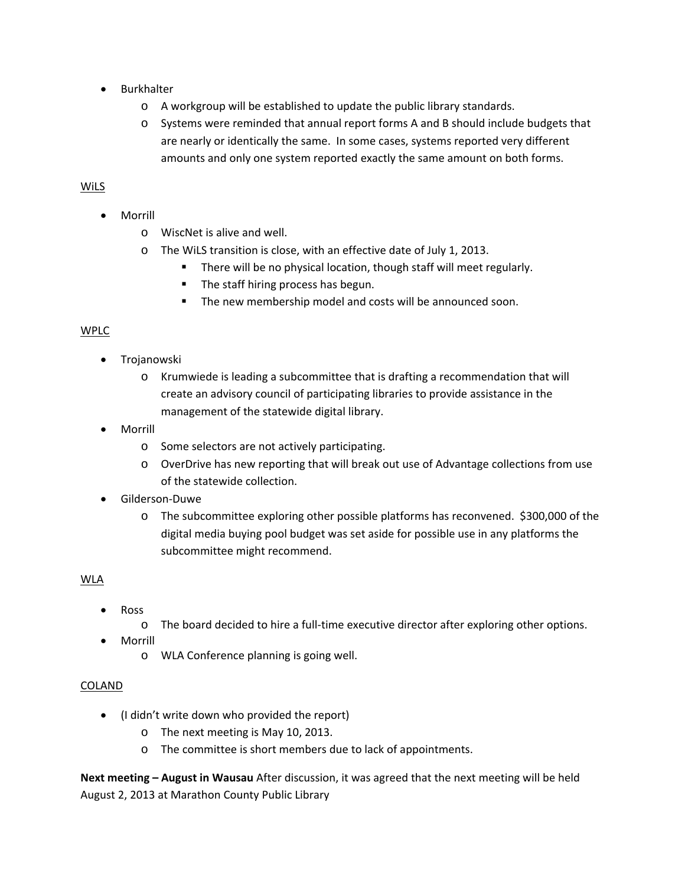- Burkhalter
  - A workgroup will be established to update the public library standards.
  - Systems were reminded that annual report forms A and B should include budgets that are nearly or identically the same. In some cases, systems reported very different amounts and only one system reported exactly the same amount on both forms.

<u>WiLS</u>

- Morrill
  - WiscNet is alive and well.
  - The WiLS transition is close, with an effective date of July 1, 2013.
    - There will be no physical location, though staff will meet regularly.
    - The staff hiring process has begun.
    - The new membership model and costs will be announced soon.

<u>WPLC</u>

- Trojanowski
  - Krumwiede is leading a subcommittee that is drafting a recommendation that will create an advisory council of participating libraries to provide assistance in the management of the statewide digital library.
- Morrill
  - Some selectors are not actively participating.
  - OverDrive has new reporting that will break out use of Advantage collections from use of the statewide collection.
- Gilderson-Duwe
  - The subcommittee exploring other possible platforms has reconvened. $300,000 of the digital media buying pool budget was set aside for possible use in any platforms the subcommittee might recommend.

<u>WLA</u>

- Ross
  - The board decided to hire a full-time executive director after exploring other options.
- Morrill
  - WLA Conference planning is going well.

<u>COLAND</u>

- (I didn't write down who provided the report)
  - The next meeting is May 10, 2013.
  - The committee is short members due to lack of appointments.

**Next meeting – August in Wausau** After discussion, it was agreed that the next meeting will be held August 2, 2013 at Marathon County Public Library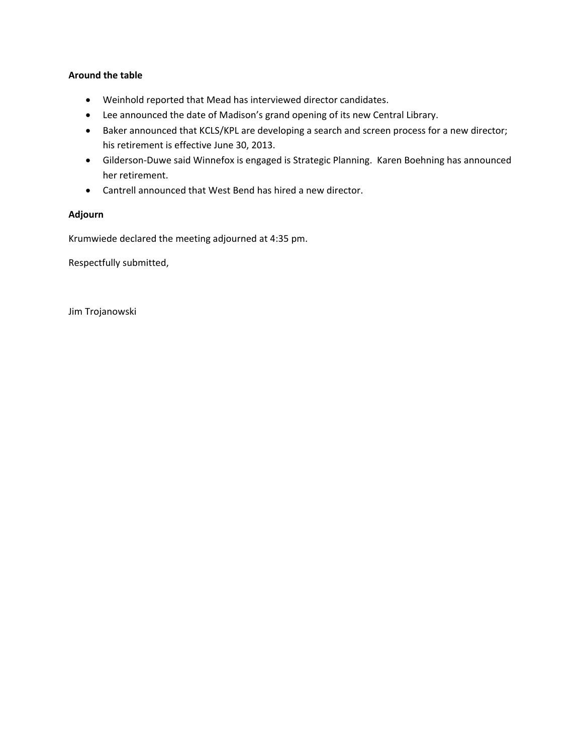**Around the table**

- Weinhold reported that Mead has interviewed director candidates.
- Lee announced the date of Madison's grand opening of its new Central Library.
- Baker announced that KCLS/KPL are developing a search and screen process for a new director; his retirement is effective June 30, 2013.
- Gilderson-Duwe said Winnefox is engaged is Strategic Planning. Karen Boehning has announced her retirement.
- Cantrell announced that West Bend has hired a new director.

**Adjourn**

Krumwiede declared the meeting adjourned at 4:35 pm.

Respectfully submitted,

Jim Trojanowski